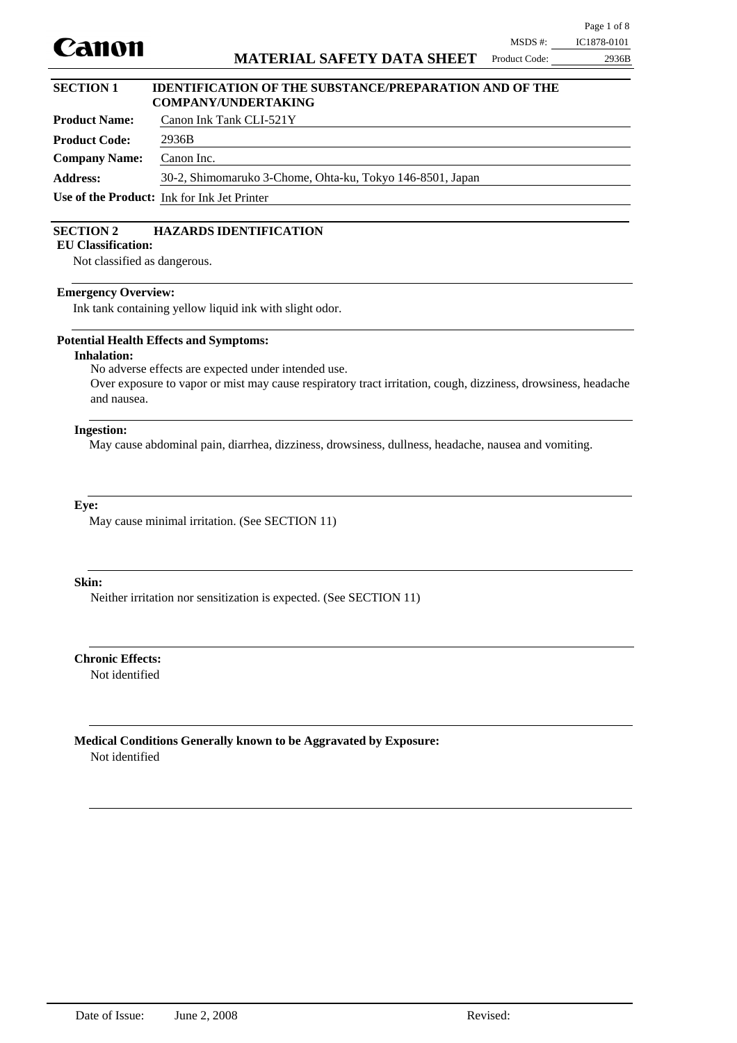# Canon

## MATERIAL SAFETY DATA SHEET

MSDS #: IC1878-0101
Product Code: 2936B

## SECTION 1 IDENTIFICATION OF THE SUBSTANCE/PREPARATION AND OF THE COMPANY/UNDERTAKING

**Product Name:** Canon Ink Tank CLI-521Y

**Product Code:** 2936B

**Company Name:** Canon Inc.

**Address:** 30-2, Shimomaruko 3-Chome, Ohta-ku, Tokyo 146-8501, Japan

**Use of the Product:** Ink for Ink Jet Printer

## SECTION 2 HAZARDS IDENTIFICATION

**EU Classification:**

Not classified as dangerous.

**Emergency Overview:**

Ink tank containing yellow liquid ink with slight odor.

**Potential Health Effects and Symptoms:**

**Inhalation:**

No adverse effects are expected under intended use.
Over exposure to vapor or mist may cause respiratory tract irritation, cough, dizziness, drowsiness, headache and nausea.

**Ingestion:**

May cause abdominal pain, diarrhea, dizziness, drowsiness, dullness, headache, nausea and vomiting.

**Eye:**

May cause minimal irritation. (See SECTION 11)

**Skin:**

Neither irritation nor sensitization is expected. (See SECTION 11)

**Chronic Effects:**

Not identified

**Medical Conditions Generally known to be Aggravated by Exposure:**

Not identified

Date of Issue: June 2, 2008 Revised: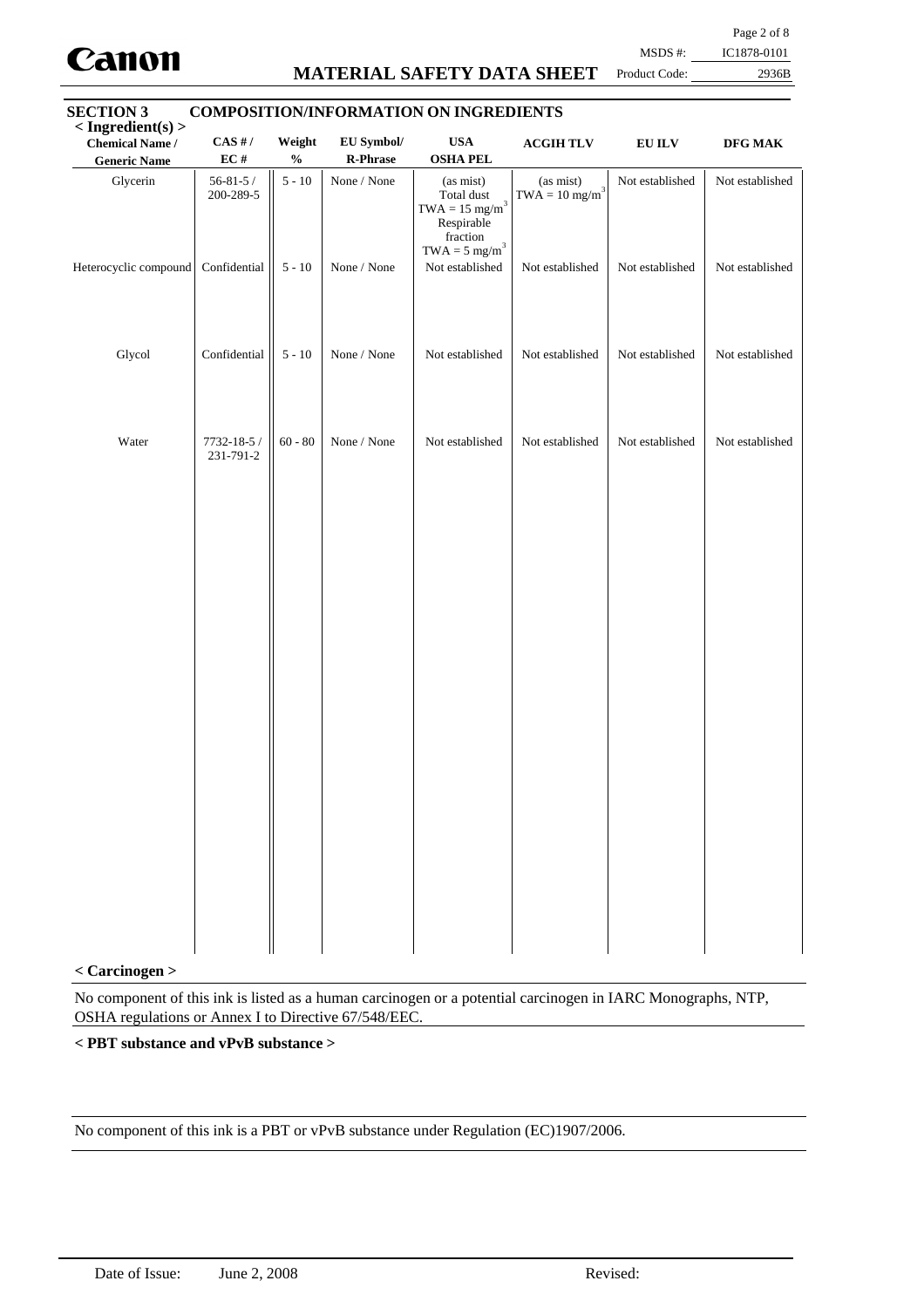## SECTION 3 COMPOSITION/INFORMATION ON INGREDIENTS

**< Ingredient(s) >**

| Chemical Name / Generic Name | CAS # / EC # | Weight % | EU Symbol/ R-Phrase | USA OSHA PEL | ACGIH TLV | EU ILV | DFG MAK |
|---|---|---|---|---|---|---|---|
| Glycerin | 56-81-5 / 200-289-5 | 5 - 10 | None / None | (as mist) Total dust TWA = 15 mg/m$^3$ Respirable fraction TWA = 5 mg/m$^3$ | (as mist) TWA = 10 mg/m$^3$ | Not established | Not established |
| Heterocyclic compound | Confidential | 5 - 10 | None / None | Not established | Not established | Not established | Not established |
| Glycol | Confidential | 5 - 10 | None / None | Not established | Not established | Not established | Not established |
| Water | 7732-18-5 / 231-791-2 | 60 - 80 | None / None | Not established | Not established | Not established | Not established |

**< Carcinogen >**

No component of this ink is listed as a human carcinogen or a potential carcinogen in IARC Monographs, NTP, OSHA regulations or Annex I to Directive 67/548/EEC.

**< PBT substance and vPvB substance >**

No component of this ink is a PBT or vPvB substance under Regulation (EC)1907/2006.

Date of Issue: June 2, 2008 Revised: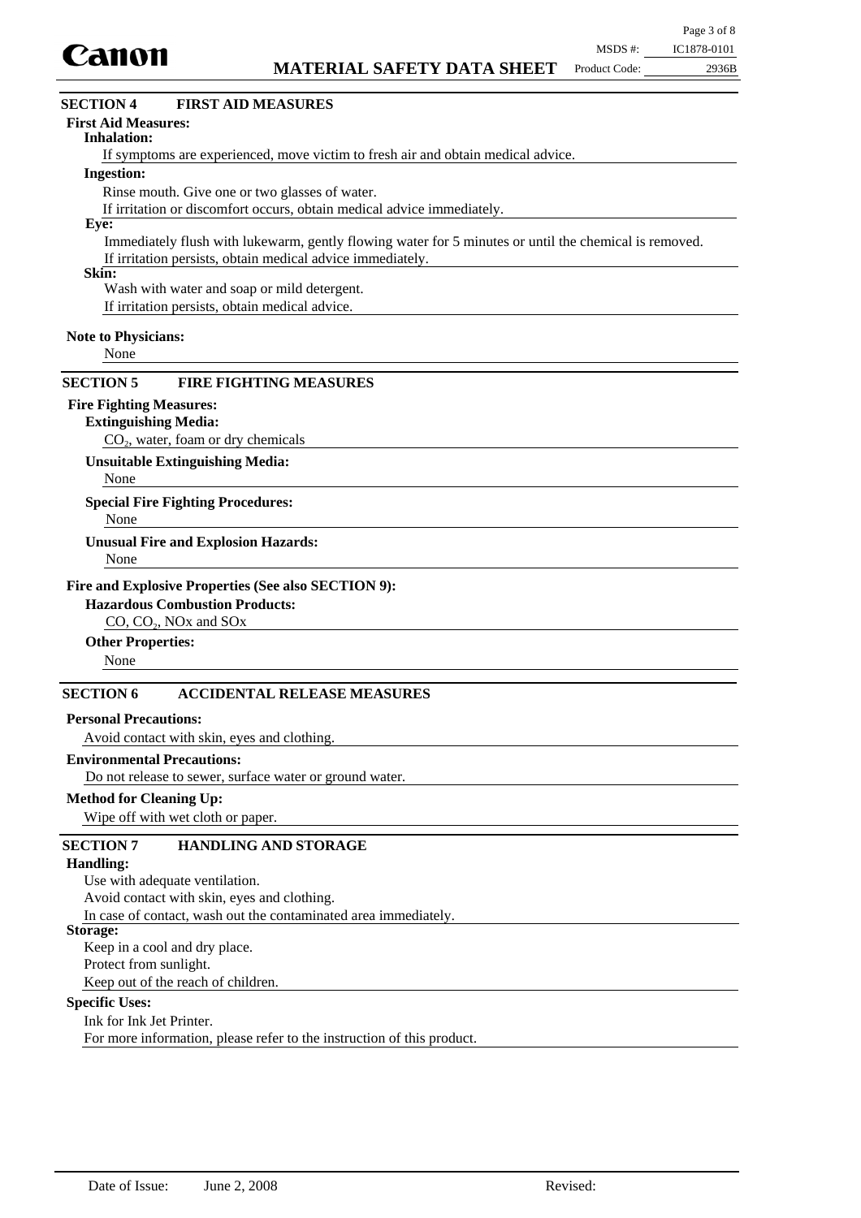## SECTION 4 FIRST AID MEASURES

**First Aid Measures:**

**Inhalation:**

If symptoms are experienced, move victim to fresh air and obtain medical advice.

**Ingestion:**

Rinse mouth. Give one or two glasses of water.
If irritation or discomfort occurs, obtain medical advice immediately.

**Eye:**

Immediately flush with lukewarm, gently flowing water for 5 minutes or until the chemical is removed.
If irritation persists, obtain medical advice immediately.

**Skin:**

Wash with water and soap or mild detergent.
If irritation persists, obtain medical advice.

**Note to Physicians:**

None

## SECTION 5 FIRE FIGHTING MEASURES

**Fire Fighting Measures:**

**Extinguishing Media:**

$CO_2$, water, foam or dry chemicals

**Unsuitable Extinguishing Media:**

None

**Special Fire Fighting Procedures:**

None

**Unusual Fire and Explosion Hazards:**

None

**Fire and Explosive Properties (See also SECTION 9):**

**Hazardous Combustion Products:**

CO, $CO_2$, NOx and SOx

**Other Properties:**

None

## SECTION 6 ACCIDENTAL RELEASE MEASURES

**Personal Precautions:**

Avoid contact with skin, eyes and clothing.

**Environmental Precautions:**

Do not release to sewer, surface water or ground water.

**Method for Cleaning Up:**

Wipe off with wet cloth or paper.

## SECTION 7 HANDLING AND STORAGE

**Handling:**

Use with adequate ventilation.
Avoid contact with skin, eyes and clothing.
In case of contact, wash out the contaminated area immediately.

**Storage:**

Keep in a cool and dry place.
Protect from sunlight.
Keep out of the reach of children.

**Specific Uses:**

Ink for Ink Jet Printer.
For more information, please refer to the instruction of this product.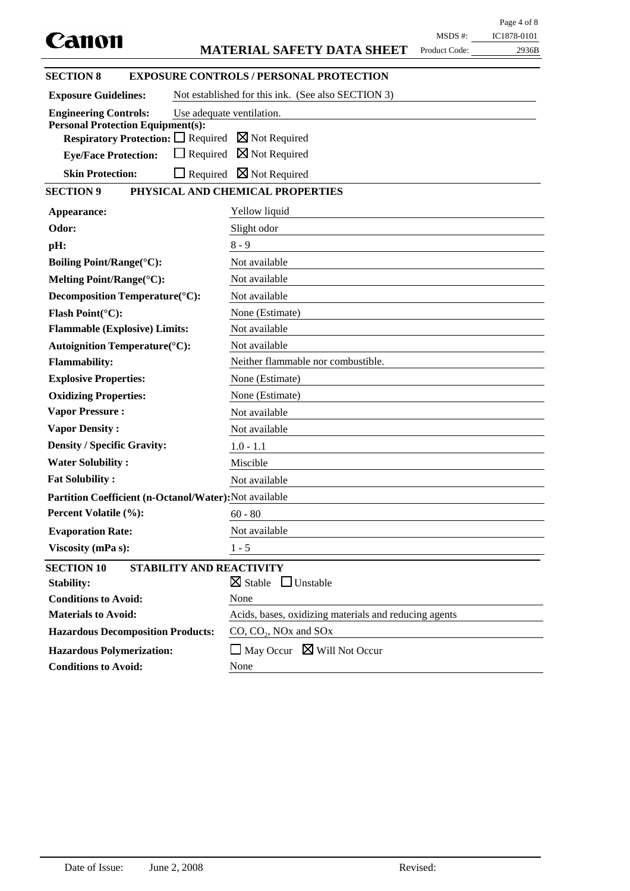## SECTION 8 EXPOSURE CONTROLS / PERSONAL PROTECTION

**Exposure Guidelines:** Not established for this ink. (See also SECTION 3)

**Engineering Controls:** Use adequate ventilation.

**Personal Protection Equipment(s):**

- **Respiratory Protection:** ☐ Required ☒ Not Required
- **Eye/Face Protection:** ☐ Required ☒ Not Required
- **Skin Protection:** ☐ Required ☒ Not Required

## SECTION 9 PHYSICAL AND CHEMICAL PROPERTIES

| | |
|---|---|
| **Appearance:** | Yellow liquid |
| **Odor:** | Slight odor |
| **pH:** | 8 - 9 |
| **Boiling Point/Range(°C):** | Not available |
| **Melting Point/Range(°C):** | Not available |
| **Decomposition Temperature(°C):** | Not available |
| **Flash Point(°C):** | None (Estimate) |
| **Flammable (Explosive) Limits:** | Not available |
| **Autoignition Temperature(°C):** | Not available |
| **Flammability:** | Neither flammable nor combustible. |
| **Explosive Properties:** | None (Estimate) |
| **Oxidizing Properties:** | None (Estimate) |
| **Vapor Pressure :** | Not available |
| **Vapor Density :** | Not available |
| **Density / Specific Gravity:** | 1.0 - 1.1 |
| **Water Solubility :** | Miscible |
| **Fat Solubility :** | Not available |
| **Partition Coefficient (n-Octanol/Water):** | Not available |
| **Percent Volatile (%):** | 60 - 80 |
| **Evaporation Rate:** | Not available |
| **Viscosity (mPa s):** | 1 - 5 |

## SECTION 10 STABILITY AND REACTIVITY

| | |
|---|---|
| **Stability:** | ☒ Stable ☐ Unstable |
| **Conditions to Avoid:** | None |
| **Materials to Avoid:** | Acids, bases, oxidizing materials and reducing agents |
| **Hazardous Decomposition Products:** | CO, $CO_2$, NOx and SOx |
| **Hazardous Polymerization:** | ☐ May Occur ☒ Will Not Occur |
| **Conditions to Avoid:** | None |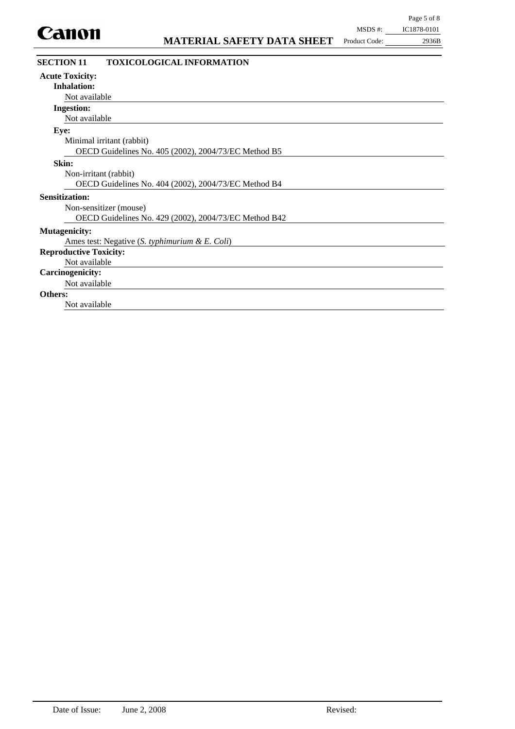## SECTION 11 TOXICOLOGICAL INFORMATION

**Acute Toxicity:**

**Inhalation:**

Not available

**Ingestion:**

Not available

**Eye:**

Minimal irritant (rabbit)

OECD Guidelines No. 405 (2002), 2004/73/EC Method B5

**Skin:**

Non-irritant (rabbit)

OECD Guidelines No. 404 (2002), 2004/73/EC Method B4

**Sensitization:**

Non-sensitizer (mouse)

OECD Guidelines No. 429 (2002), 2004/73/EC Method B42

**Mutagenicity:**

Ames test: Negative (*S. typhimurium & E. Coli*)

**Reproductive Toxicity:**

Not available

**Carcinogenicity:**

Not available

**Others:**

Not available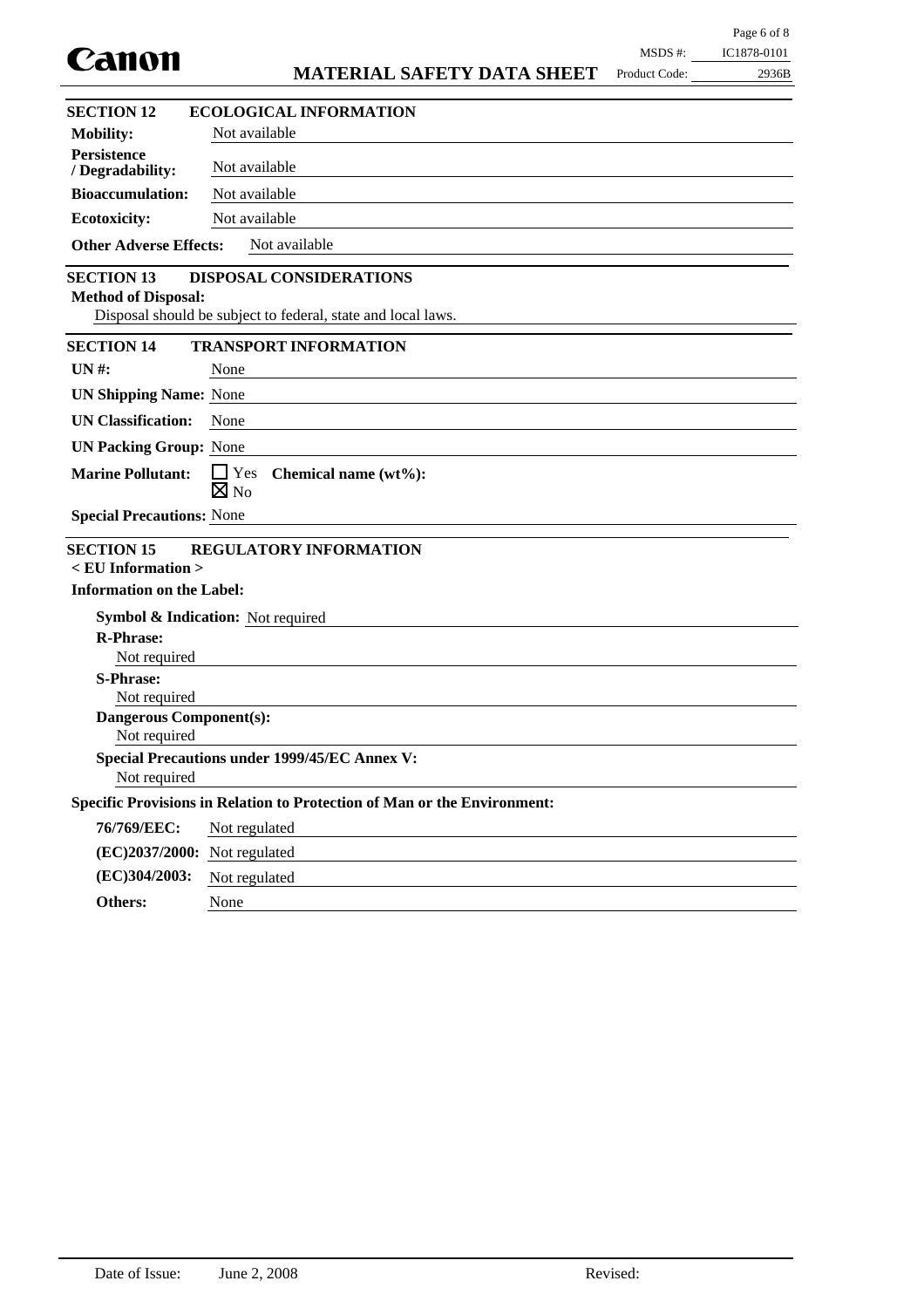## SECTION 12 ECOLOGICAL INFORMATION

**Mobility:** Not available

**Persistence / Degradability:** Not available

**Bioaccumulation:** Not available

**Ecotoxicity:** Not available

**Other Adverse Effects:** Not available

## SECTION 13 DISPOSAL CONSIDERATIONS

**Method of Disposal:**

Disposal should be subject to federal, state and local laws.

## SECTION 14 TRANSPORT INFORMATION

**UN #:** None

**UN Shipping Name:** None

**UN Classification:** None

**UN Packing Group:** None

**Marine Pollutant:** ☐ Yes ☒ No **Chemical name (wt%):**

**Special Precautions:** None

## SECTION 15 REGULATORY INFORMATION

**< EU Information >**

**Information on the Label:**

**Symbol & Indication:** Not required

**R-Phrase:**

Not required

**S-Phrase:**

Not required

**Dangerous Component(s):**

Not required

**Special Precautions under 1999/45/EC Annex V:**

Not required

**Specific Provisions in Relation to Protection of Man or the Environment:**

**76/769/EEC:** Not regulated

**(EC)2037/2000:** Not regulated

**(EC)304/2003:** Not regulated

**Others:** None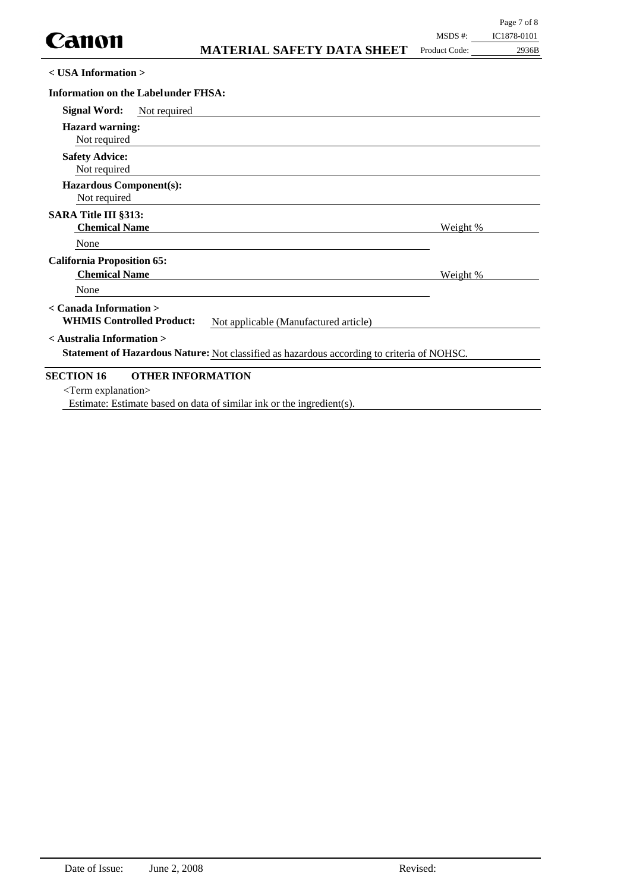**< USA Information >**

**Information on the Label under FHSA:**

**Signal Word:** Not required

**Hazard warning:**
Not required

**Safety Advice:**
Not required

**Hazardous Component(s):**
Not required

**SARA Title III §313:**

| **Chemical Name** | Weight % |
|---|---|
| None | |

**California Proposition 65:**

| **Chemical Name** | Weight % |
|---|---|
| None | |

**< Canada Information >**
**WHMIS Controlled Product:** Not applicable (Manufactured article)

**< Australia Information >**
**Statement of Hazardous Nature:** Not classified as hazardous according to criteria of NOHSC.

## SECTION 16 OTHER INFORMATION

<Term explanation>
Estimate: Estimate based on data of similar ink or the ingredient(s).

Date of Issue: June 2, 2008 Revised: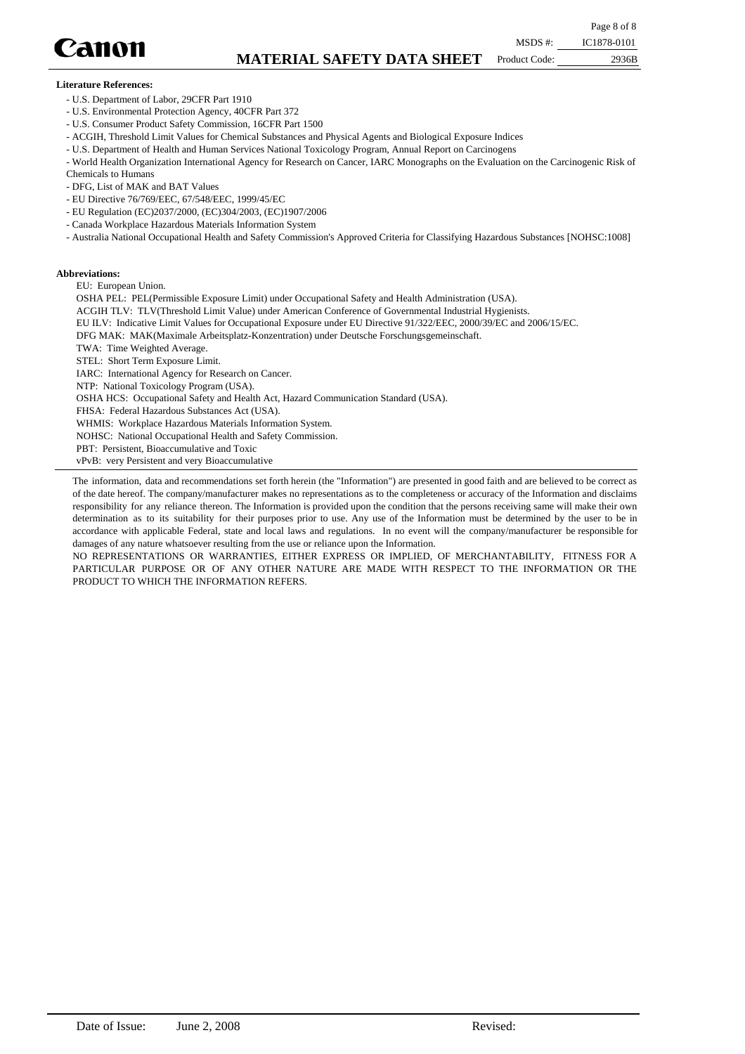**Literature References:**

- U.S. Department of Labor, 29CFR Part 1910
- U.S. Environmental Protection Agency, 40CFR Part 372
- U.S. Consumer Product Safety Commission, 16CFR Part 1500
- ACGIH, Threshold Limit Values for Chemical Substances and Physical Agents and Biological Exposure Indices
- U.S. Department of Health and Human Services National Toxicology Program, Annual Report on Carcinogens
- World Health Organization International Agency for Research on Cancer, IARC Monographs on the Evaluation on the Carcinogenic Risk of Chemicals to Humans
- DFG, List of MAK and BAT Values
- EU Directive 76/769/EEC, 67/548/EEC, 1999/45/EC
- EU Regulation (EC)2037/2000, (EC)304/2003, (EC)1907/2006
- Canada Workplace Hazardous Materials Information System
- Australia National Occupational Health and Safety Commission's Approved Criteria for Classifying Hazardous Substances [NOHSC:1008]

**Abbreviations:**

EU: European Union.
OSHA PEL: PEL(Permissible Exposure Limit) under Occupational Safety and Health Administration (USA).
ACGIH TLV: TLV(Threshold Limit Value) under American Conference of Governmental Industrial Hygienists.
EU ILV: Indicative Limit Values for Occupational Exposure under EU Directive 91/322/EEC, 2000/39/EC and 2006/15/EC.
DFG MAK: MAK(Maximale Arbeitsplatz-Konzentration) under Deutsche Forschungsgemeinschaft.
TWA: Time Weighted Average.
STEL: Short Term Exposure Limit.
IARC: International Agency for Research on Cancer.
NTP: National Toxicology Program (USA).
OSHA HCS: Occupational Safety and Health Act, Hazard Communication Standard (USA).
FHSA: Federal Hazardous Substances Act (USA).
WHMIS: Workplace Hazardous Materials Information System.
NOHSC: National Occupational Health and Safety Commission.
PBT: Persistent, Bioaccumulative and Toxic
vPvB: very Persistent and very Bioaccumulative

The information, data and recommendations set forth herein (the "Information") are presented in good faith and are believed to be correct as of the date hereof. The company/manufacturer makes no representations as to the completeness or accuracy of the Information and disclaims responsibility for any reliance thereon. The Information is provided upon the condition that the persons receiving same will make their own determination as to its suitability for their purposes prior to use. Any use of the Information must be determined by the user to be in accordance with applicable Federal, state and local laws and regulations. In no event will the company/manufacturer be responsible for damages of any nature whatsoever resulting from the use or reliance upon the Information.

NO REPRESENTATIONS OR WARRANTIES, EITHER EXPRESS OR IMPLIED, OF MERCHANTABILITY, FITNESS FOR A PARTICULAR PURPOSE OR OF ANY OTHER NATURE ARE MADE WITH RESPECT TO THE INFORMATION OR THE PRODUCT TO WHICH THE INFORMATION REFERS.